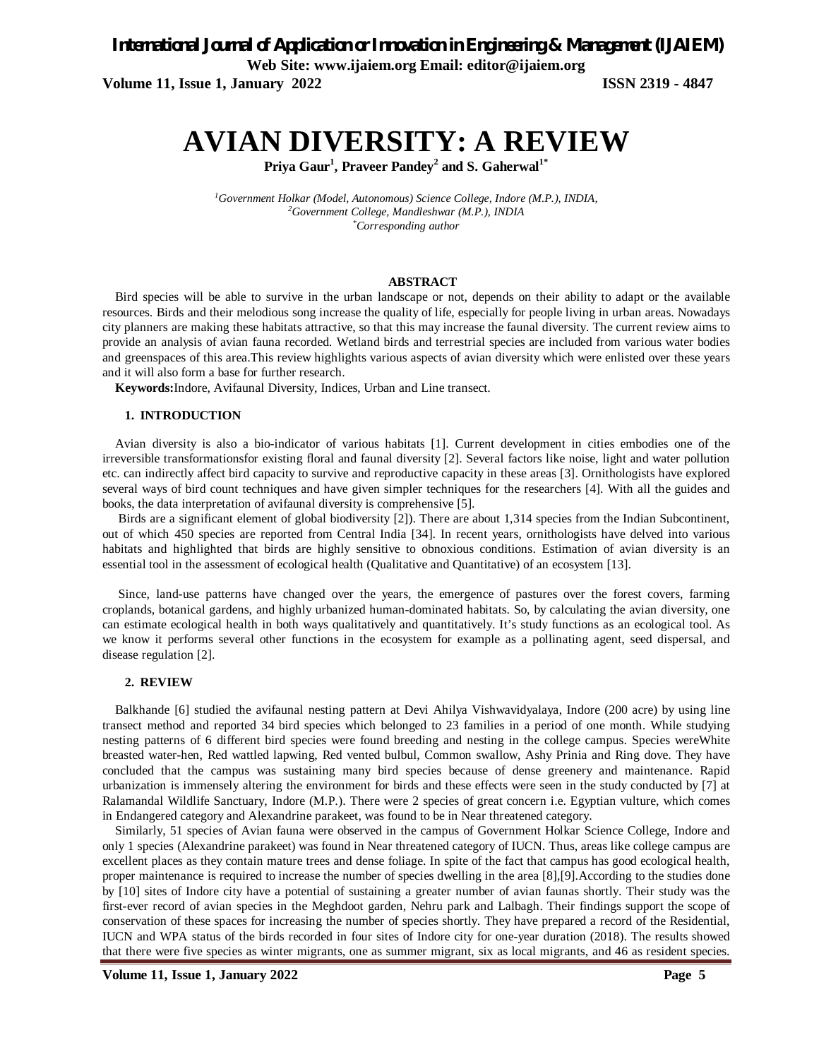# AVIAN DIVERSITY: A REVIEW

**Priya Gaur[1], Praveer Pandey[2] and S. Gaherwal[1*]**

*[1]Government Holkar (Model, Autonomous) Science College, Indore (M.P.), INDIA,*
*[2]Government College, Mandleshwar (M.P.), INDIA*
*[*]Corresponding author*

## ABSTRACT

Bird species will be able to survive in the urban landscape or not, depends on their ability to adapt or the available resources. Birds and their melodious song increase the quality of life, especially for people living in urban areas. Nowadays city planners are making these habitats attractive, so that this may increase the faunal diversity. The current review aims to provide an analysis of avian fauna recorded. Wetland birds and terrestrial species are included from various water bodies and greenspaces of this area.This review highlights various aspects of avian diversity which were enlisted over these years and it will also form a base for further research.

**Keywords:**Indore, Avifaunal Diversity, Indices, Urban and Line transect.

## 1. INTRODUCTION

Avian diversity is also a bio-indicator of various habitats [1]. Current development in cities embodies one of the irreversible transformationsfor existing floral and faunal diversity [2]. Several factors like noise, light and water pollution etc. can indirectly affect bird capacity to survive and reproductive capacity in these areas [3]. Ornithologists have explored several ways of bird count techniques and have given simpler techniques for the researchers [4]. With all the guides and books, the data interpretation of avifaunal diversity is comprehensive [5].

Birds are a significant element of global biodiversity [2]). There are about 1,314 species from the Indian Subcontinent, out of which 450 species are reported from Central India [34]. In recent years, ornithologists have delved into various habitats and highlighted that birds are highly sensitive to obnoxious conditions. Estimation of avian diversity is an essential tool in the assessment of ecological health (Qualitative and Quantitative) of an ecosystem [13].

Since, land-use patterns have changed over the years, the emergence of pastures over the forest covers, farming croplands, botanical gardens, and highly urbanized human-dominated habitats. So, by calculating the avian diversity, one can estimate ecological health in both ways qualitatively and quantitatively. It's study functions as an ecological tool. As we know it performs several other functions in the ecosystem for example as a pollinating agent, seed dispersal, and disease regulation [2].

## 2. REVIEW

Balkhande [6] studied the avifaunal nesting pattern at Devi Ahilya Vishwavidyalaya, Indore (200 acre) by using line transect method and reported 34 bird species which belonged to 23 families in a period of one month. While studying nesting patterns of 6 different bird species were found breeding and nesting in the college campus. Species wereWhite breasted water-hen, Red wattled lapwing, Red vented bulbul, Common swallow, Ashy Prinia and Ring dove. They have concluded that the campus was sustaining many bird species because of dense greenery and maintenance. Rapid urbanization is immensely altering the environment for birds and these effects were seen in the study conducted by [7] at Ralamandal Wildlife Sanctuary, Indore (M.P.). There were 2 species of great concern i.e. Egyptian vulture, which comes in Endangered category and Alexandrine parakeet, was found to be in Near threatened category.

Similarly, 51 species of Avian fauna were observed in the campus of Government Holkar Science College, Indore and only 1 species (Alexandrine parakeet) was found in Near threatened category of IUCN. Thus, areas like college campus are excellent places as they contain mature trees and dense foliage. In spite of the fact that campus has good ecological health, proper maintenance is required to increase the number of species dwelling in the area [8],[9].According to the studies done by [10] sites of Indore city have a potential of sustaining a greater number of avian faunas shortly. Their study was the first-ever record of avian species in the Meghdoot garden, Nehru park and Lalbagh. Their findings support the scope of conservation of these spaces for increasing the number of species shortly. They have prepared a record of the Residential, IUCN and WPA status of the birds recorded in four sites of Indore city for one-year duration (2018). The results showed that there were five species as winter migrants, one as summer migrant, six as local migrants, and 46 as resident species.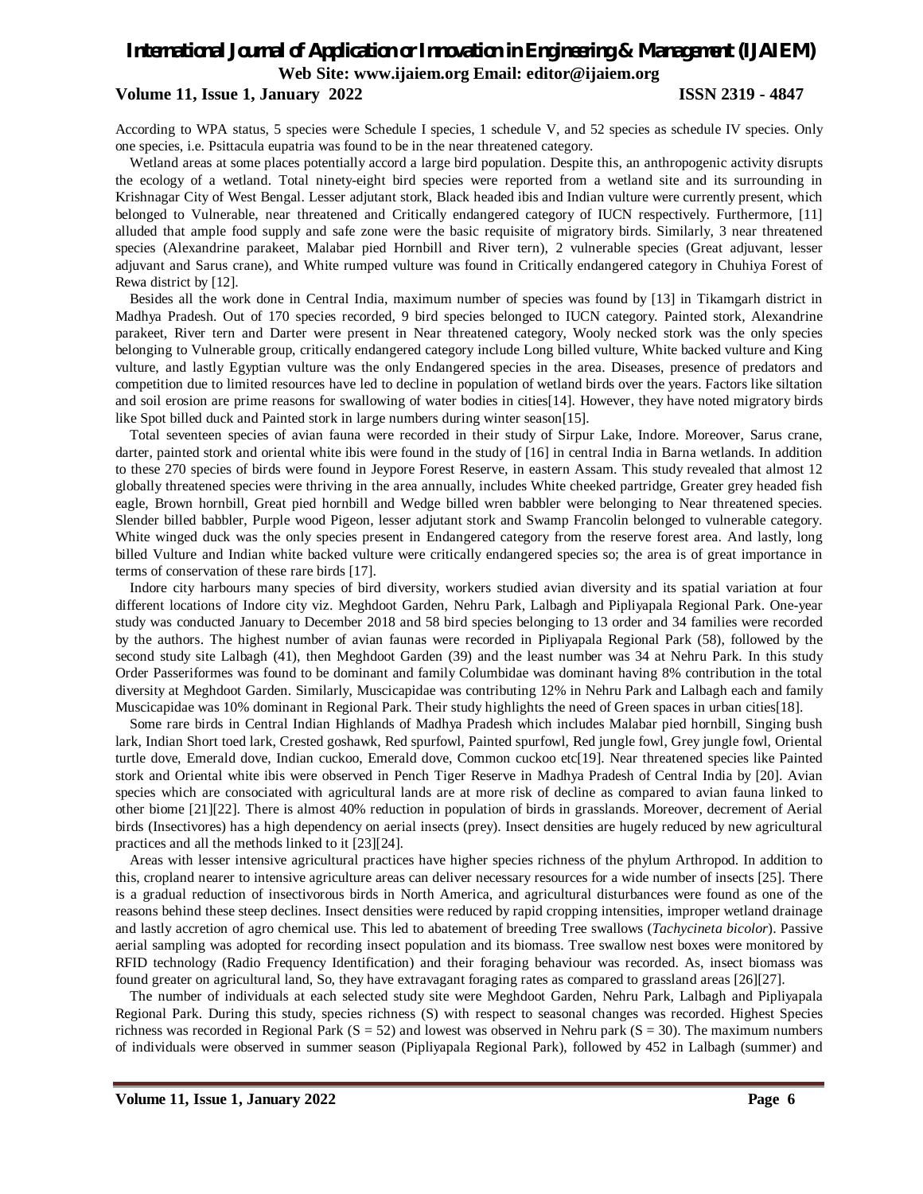According to WPA status, 5 species were Schedule I species, 1 schedule V, and 52 species as schedule IV species. Only one species, i.e. Psittacula eupatria was found to be in the near threatened category.

Wetland areas at some places potentially accord a large bird population. Despite this, an anthropogenic activity disrupts the ecology of a wetland. Total ninety-eight bird species were reported from a wetland site and its surrounding in Krishnagar City of West Bengal. Lesser adjutant stork, Black headed ibis and Indian vulture were currently present, which belonged to Vulnerable, near threatened and Critically endangered category of IUCN respectively. Furthermore, [11] alluded that ample food supply and safe zone were the basic requisite of migratory birds. Similarly, 3 near threatened species (Alexandrine parakeet, Malabar pied Hornbill and River tern), 2 vulnerable species (Great adjuvant, lesser adjuvant and Sarus crane), and White rumped vulture was found in Critically endangered category in Chuhiya Forest of Rewa district by [12].

Besides all the work done in Central India, maximum number of species was found by [13] in Tikamgarh district in Madhya Pradesh. Out of 170 species recorded, 9 bird species belonged to IUCN category. Painted stork, Alexandrine parakeet, River tern and Darter were present in Near threatened category, Wooly necked stork was the only species belonging to Vulnerable group, critically endangered category include Long billed vulture, White backed vulture and King vulture, and lastly Egyptian vulture was the only Endangered species in the area. Diseases, presence of predators and competition due to limited resources have led to decline in population of wetland birds over the years. Factors like siltation and soil erosion are prime reasons for swallowing of water bodies in cities[14]. However, they have noted migratory birds like Spot billed duck and Painted stork in large numbers during winter season[15].

Total seventeen species of avian fauna were recorded in their study of Sirpur Lake, Indore. Moreover, Sarus crane, darter, painted stork and oriental white ibis were found in the study of [16] in central India in Barna wetlands. In addition to these 270 species of birds were found in Jeypore Forest Reserve, in eastern Assam. This study revealed that almost 12 globally threatened species were thriving in the area annually, includes White cheeked partridge, Greater grey headed fish eagle, Brown hornbill, Great pied hornbill and Wedge billed wren babbler were belonging to Near threatened species. Slender billed babbler, Purple wood Pigeon, lesser adjutant stork and Swamp Francolin belonged to vulnerable category. White winged duck was the only species present in Endangered category from the reserve forest area. And lastly, long billed Vulture and Indian white backed vulture were critically endangered species so; the area is of great importance in terms of conservation of these rare birds [17].

Indore city harbours many species of bird diversity, workers studied avian diversity and its spatial variation at four different locations of Indore city viz. Meghdoot Garden, Nehru Park, Lalbagh and Pipliyapala Regional Park. One-year study was conducted January to December 2018 and 58 bird species belonging to 13 order and 34 families were recorded by the authors. The highest number of avian faunas were recorded in Pipliyapala Regional Park (58), followed by the second study site Lalbagh (41), then Meghdoot Garden (39) and the least number was 34 at Nehru Park. In this study Order Passeriformes was found to be dominant and family Columbidae was dominant having 8% contribution in the total diversity at Meghdoot Garden. Similarly, Muscicapidae was contributing 12% in Nehru Park and Lalbagh each and family Muscicapidae was 10% dominant in Regional Park. Their study highlights the need of Green spaces in urban cities[18].

Some rare birds in Central Indian Highlands of Madhya Pradesh which includes Malabar pied hornbill, Singing bush lark, Indian Short toed lark, Crested goshawk, Red spurfowl, Painted spurfowl, Red jungle fowl, Grey jungle fowl, Oriental turtle dove, Emerald dove, Indian cuckoo, Emerald dove, Common cuckoo etc[19]. Near threatened species like Painted stork and Oriental white ibis were observed in Pench Tiger Reserve in Madhya Pradesh of Central India by [20]. Avian species which are consociated with agricultural lands are at more risk of decline as compared to avian fauna linked to other biome [21][22]. There is almost 40% reduction in population of birds in grasslands. Moreover, decrement of Aerial birds (Insectivores) has a high dependency on aerial insects (prey). Insect densities are hugely reduced by new agricultural practices and all the methods linked to it [23][24].

Areas with lesser intensive agricultural practices have higher species richness of the phylum Arthropod. In addition to this, cropland nearer to intensive agriculture areas can deliver necessary resources for a wide number of insects [25]. There is a gradual reduction of insectivorous birds in North America, and agricultural disturbances were found as one of the reasons behind these steep declines. Insect densities were reduced by rapid cropping intensities, improper wetland drainage and lastly accretion of agro chemical use. This led to abatement of breeding Tree swallows (*Tachycineta bicolor*). Passive aerial sampling was adopted for recording insect population and its biomass. Tree swallow nest boxes were monitored by RFID technology (Radio Frequency Identification) and their foraging behaviour was recorded. As, insect biomass was found greater on agricultural land, So, they have extravagant foraging rates as compared to grassland areas [26][27].

The number of individuals at each selected study site were Meghdoot Garden, Nehru Park, Lalbagh and Pipliyapala Regional Park. During this study, species richness (S) with respect to seasonal changes was recorded. Highest Species richness was recorded in Regional Park (S = 52) and lowest was observed in Nehru park (S = 30). The maximum numbers of individuals were observed in summer season (Pipliyapala Regional Park), followed by 452 in Lalbagh (summer) and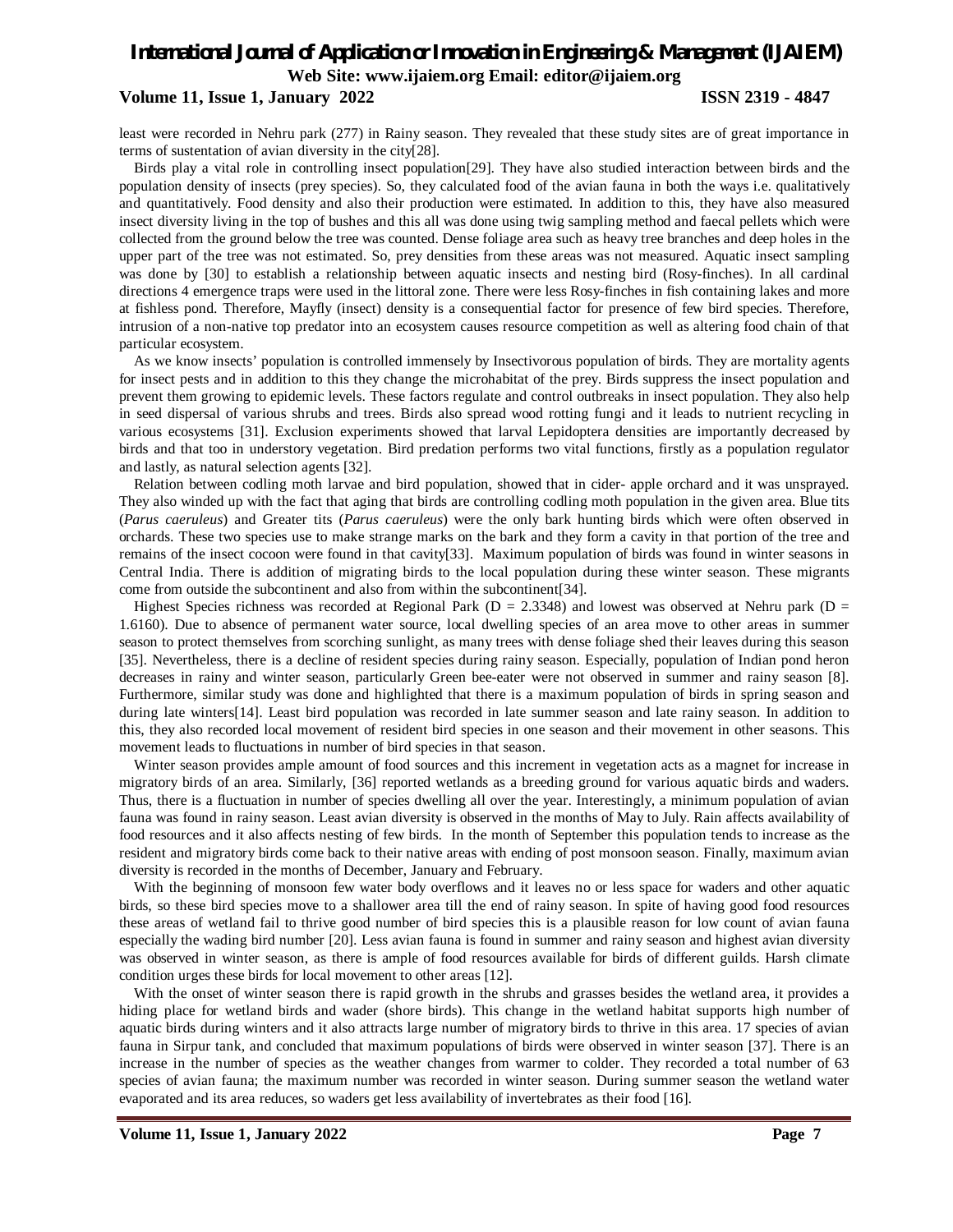least were recorded in Nehru park (277) in Rainy season. They revealed that these study sites are of great importance in terms of sustentation of avian diversity in the city[28].

Birds play a vital role in controlling insect population[29]. They have also studied interaction between birds and the population density of insects (prey species). So, they calculated food of the avian fauna in both the ways i.e. qualitatively and quantitatively. Food density and also their production were estimated. In addition to this, they have also measured insect diversity living in the top of bushes and this all was done using twig sampling method and faecal pellets which were collected from the ground below the tree was counted. Dense foliage area such as heavy tree branches and deep holes in the upper part of the tree was not estimated. So, prey densities from these areas was not measured. Aquatic insect sampling was done by [30] to establish a relationship between aquatic insects and nesting bird (Rosy-finches). In all cardinal directions 4 emergence traps were used in the littoral zone. There were less Rosy-finches in fish containing lakes and more at fishless pond. Therefore, Mayfly (insect) density is a consequential factor for presence of few bird species. Therefore, intrusion of a non-native top predator into an ecosystem causes resource competition as well as altering food chain of that particular ecosystem.

As we know insects' population is controlled immensely by Insectivorous population of birds. They are mortality agents for insect pests and in addition to this they change the microhabitat of the prey. Birds suppress the insect population and prevent them growing to epidemic levels. These factors regulate and control outbreaks in insect population. They also help in seed dispersal of various shrubs and trees. Birds also spread wood rotting fungi and it leads to nutrient recycling in various ecosystems [31]. Exclusion experiments showed that larval Lepidoptera densities are importantly decreased by birds and that too in understory vegetation. Bird predation performs two vital functions, firstly as a population regulator and lastly, as natural selection agents [32].

Relation between codling moth larvae and bird population, showed that in cider- apple orchard and it was unsprayed. They also winded up with the fact that aging that birds are controlling codling moth population in the given area. Blue tits (*Parus caeruleus*) and Greater tits (*Parus caeruleus*) were the only bark hunting birds which were often observed in orchards. These two species use to make strange marks on the bark and they form a cavity in that portion of the tree and remains of the insect cocoon were found in that cavity[33]. Maximum population of birds was found in winter seasons in Central India. There is addition of migrating birds to the local population during these winter season. These migrants come from outside the subcontinent and also from within the subcontinent[34].

Highest Species richness was recorded at Regional Park (D = 2.3348) and lowest was observed at Nehru park (D = 1.6160). Due to absence of permanent water source, local dwelling species of an area move to other areas in summer season to protect themselves from scorching sunlight, as many trees with dense foliage shed their leaves during this season [35]. Nevertheless, there is a decline of resident species during rainy season. Especially, population of Indian pond heron decreases in rainy and winter season, particularly Green bee-eater were not observed in summer and rainy season [8]. Furthermore, similar study was done and highlighted that there is a maximum population of birds in spring season and during late winters[14]. Least bird population was recorded in late summer season and late rainy season. In addition to this, they also recorded local movement of resident bird species in one season and their movement in other seasons. This movement leads to fluctuations in number of bird species in that season.

Winter season provides ample amount of food sources and this increment in vegetation acts as a magnet for increase in migratory birds of an area. Similarly, [36] reported wetlands as a breeding ground for various aquatic birds and waders. Thus, there is a fluctuation in number of species dwelling all over the year. Interestingly, a minimum population of avian fauna was found in rainy season. Least avian diversity is observed in the months of May to July. Rain affects availability of food resources and it also affects nesting of few birds. In the month of September this population tends to increase as the resident and migratory birds come back to their native areas with ending of post monsoon season. Finally, maximum avian diversity is recorded in the months of December, January and February.

With the beginning of monsoon few water body overflows and it leaves no or less space for waders and other aquatic birds, so these bird species move to a shallower area till the end of rainy season. In spite of having good food resources these areas of wetland fail to thrive good number of bird species this is a plausible reason for low count of avian fauna especially the wading bird number [20]. Less avian fauna is found in summer and rainy season and highest avian diversity was observed in winter season, as there is ample of food resources available for birds of different guilds. Harsh climate condition urges these birds for local movement to other areas [12].

With the onset of winter season there is rapid growth in the shrubs and grasses besides the wetland area, it provides a hiding place for wetland birds and wader (shore birds). This change in the wetland habitat supports high number of aquatic birds during winters and it also attracts large number of migratory birds to thrive in this area. 17 species of avian fauna in Sirpur tank, and concluded that maximum populations of birds were observed in winter season [37]. There is an increase in the number of species as the weather changes from warmer to colder. They recorded a total number of 63 species of avian fauna; the maximum number was recorded in winter season. During summer season the wetland water evaporated and its area reduces, so waders get less availability of invertebrates as their food [16].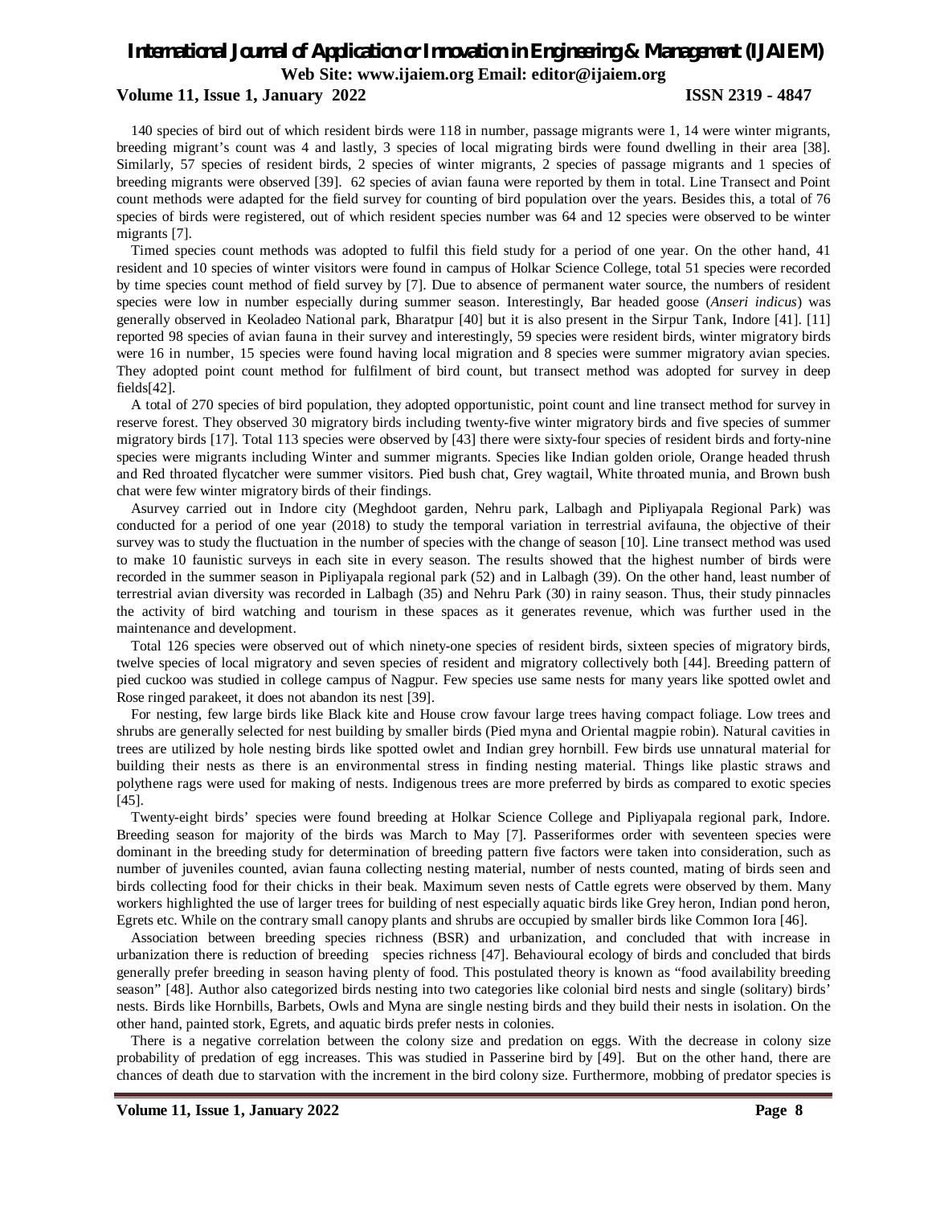140 species of bird out of which resident birds were 118 in number, passage migrants were 1, 14 were winter migrants, breeding migrant's count was 4 and lastly, 3 species of local migrating birds were found dwelling in their area [38]. Similarly, 57 species of resident birds, 2 species of winter migrants, 2 species of passage migrants and 1 species of breeding migrants were observed [39]. 62 species of avian fauna were reported by them in total. Line Transect and Point count methods were adapted for the field survey for counting of bird population over the years. Besides this, a total of 76 species of birds were registered, out of which resident species number was 64 and 12 species were observed to be winter migrants [7].

Timed species count methods was adopted to fulfil this field study for a period of one year. On the other hand, 41 resident and 10 species of winter visitors were found in campus of Holkar Science College, total 51 species were recorded by time species count method of field survey by [7]. Due to absence of permanent water source, the numbers of resident species were low in number especially during summer season. Interestingly, Bar headed goose (*Anseri indicus*) was generally observed in Keoladeo National park, Bharatpur [40] but it is also present in the Sirpur Tank, Indore [41]. [11] reported 98 species of avian fauna in their survey and interestingly, 59 species were resident birds, winter migratory birds were 16 in number, 15 species were found having local migration and 8 species were summer migratory avian species. They adopted point count method for fulfilment of bird count, but transect method was adopted for survey in deep fields[42].

A total of 270 species of bird population, they adopted opportunistic, point count and line transect method for survey in reserve forest. They observed 30 migratory birds including twenty-five winter migratory birds and five species of summer migratory birds [17]. Total 113 species were observed by [43] there were sixty-four species of resident birds and forty-nine species were migrants including Winter and summer migrants. Species like Indian golden oriole, Orange headed thrush and Red throated flycatcher were summer visitors. Pied bush chat, Grey wagtail, White throated munia, and Brown bush chat were few winter migratory birds of their findings.

Asurvey carried out in Indore city (Meghdoot garden, Nehru park, Lalbagh and Pipliyapala Regional Park) was conducted for a period of one year (2018) to study the temporal variation in terrestrial avifauna, the objective of their survey was to study the fluctuation in the number of species with the change of season [10]. Line transect method was used to make 10 faunistic surveys in each site in every season. The results showed that the highest number of birds were recorded in the summer season in Pipliyapala regional park (52) and in Lalbagh (39). On the other hand, least number of terrestrial avian diversity was recorded in Lalbagh (35) and Nehru Park (30) in rainy season. Thus, their study pinnacles the activity of bird watching and tourism in these spaces as it generates revenue, which was further used in the maintenance and development.

Total 126 species were observed out of which ninety-one species of resident birds, sixteen species of migratory birds, twelve species of local migratory and seven species of resident and migratory collectively both [44]. Breeding pattern of pied cuckoo was studied in college campus of Nagpur. Few species use same nests for many years like spotted owlet and Rose ringed parakeet, it does not abandon its nest [39].

For nesting, few large birds like Black kite and House crow favour large trees having compact foliage. Low trees and shrubs are generally selected for nest building by smaller birds (Pied myna and Oriental magpie robin). Natural cavities in trees are utilized by hole nesting birds like spotted owlet and Indian grey hornbill. Few birds use unnatural material for building their nests as there is an environmental stress in finding nesting material. Things like plastic straws and polythene rags were used for making of nests. Indigenous trees are more preferred by birds as compared to exotic species [45].

Twenty-eight birds' species were found breeding at Holkar Science College and Pipliyapala regional park, Indore. Breeding season for majority of the birds was March to May [7]. Passeriformes order with seventeen species were dominant in the breeding study for determination of breeding pattern five factors were taken into consideration, such as number of juveniles counted, avian fauna collecting nesting material, number of nests counted, mating of birds seen and birds collecting food for their chicks in their beak. Maximum seven nests of Cattle egrets were observed by them. Many workers highlighted the use of larger trees for building of nest especially aquatic birds like Grey heron, Indian pond heron, Egrets etc. While on the contrary small canopy plants and shrubs are occupied by smaller birds like Common Iora [46].

Association between breeding species richness (BSR) and urbanization, and concluded that with increase in urbanization there is reduction of breeding species richness [47]. Behavioural ecology of birds and concluded that birds generally prefer breeding in season having plenty of food. This postulated theory is known as "food availability breeding season" [48]. Author also categorized birds nesting into two categories like colonial bird nests and single (solitary) birds' nests. Birds like Hornbills, Barbets, Owls and Myna are single nesting birds and they build their nests in isolation. On the other hand, painted stork, Egrets, and aquatic birds prefer nests in colonies.

There is a negative correlation between the colony size and predation on eggs. With the decrease in colony size probability of predation of egg increases. This was studied in Passerine bird by [49]. But on the other hand, there are chances of death due to starvation with the increment in the bird colony size. Furthermore, mobbing of predator species is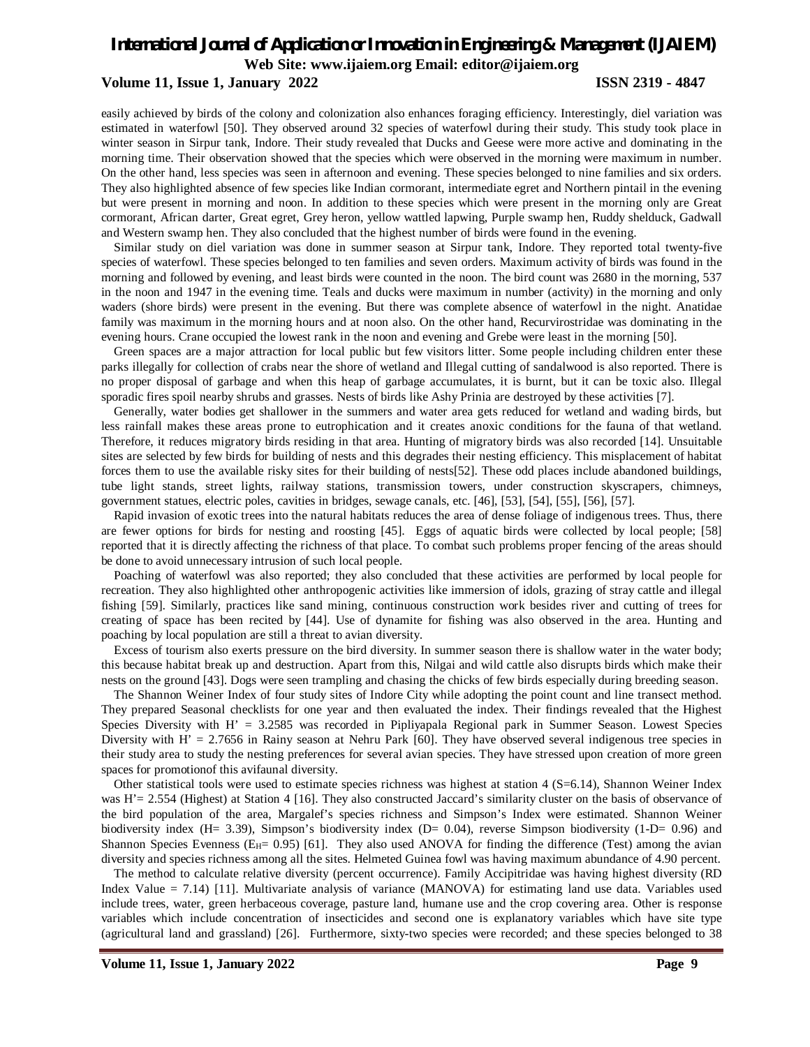easily achieved by birds of the colony and colonization also enhances foraging efficiency. Interestingly, diel variation was estimated in waterfowl [50]. They observed around 32 species of waterfowl during their study. This study took place in winter season in Sirpur tank, Indore. Their study revealed that Ducks and Geese were more active and dominating in the morning time. Their observation showed that the species which were observed in the morning were maximum in number. On the other hand, less species was seen in afternoon and evening. These species belonged to nine families and six orders. They also highlighted absence of few species like Indian cormorant, intermediate egret and Northern pintail in the evening but were present in morning and noon. In addition to these species which were present in the morning only are Great cormorant, African darter, Great egret, Grey heron, yellow wattled lapwing, Purple swamp hen, Ruddy shelduck, Gadwall and Western swamp hen. They also concluded that the highest number of birds were found in the evening.

Similar study on diel variation was done in summer season at Sirpur tank, Indore. They reported total twenty-five species of waterfowl. These species belonged to ten families and seven orders. Maximum activity of birds was found in the morning and followed by evening, and least birds were counted in the noon. The bird count was 2680 in the morning, 537 in the noon and 1947 in the evening time. Teals and ducks were maximum in number (activity) in the morning and only waders (shore birds) were present in the evening. But there was complete absence of waterfowl in the night. Anatidae family was maximum in the morning hours and at noon also. On the other hand, Recurvirostridae was dominating in the evening hours. Crane occupied the lowest rank in the noon and evening and Grebe were least in the morning [50].

Green spaces are a major attraction for local public but few visitors litter. Some people including children enter these parks illegally for collection of crabs near the shore of wetland and Illegal cutting of sandalwood is also reported. There is no proper disposal of garbage and when this heap of garbage accumulates, it is burnt, but it can be toxic also. Illegal sporadic fires spoil nearby shrubs and grasses. Nests of birds like Ashy Prinia are destroyed by these activities [7].

Generally, water bodies get shallower in the summers and water area gets reduced for wetland and wading birds, but less rainfall makes these areas prone to eutrophication and it creates anoxic conditions for the fauna of that wetland. Therefore, it reduces migratory birds residing in that area. Hunting of migratory birds was also recorded [14]. Unsuitable sites are selected by few birds for building of nests and this degrades their nesting efficiency. This misplacement of habitat forces them to use the available risky sites for their building of nests[52]. These odd places include abandoned buildings, tube light stands, street lights, railway stations, transmission towers, under construction skyscrapers, chimneys, government statues, electric poles, cavities in bridges, sewage canals, etc. [46], [53], [54], [55], [56], [57].

Rapid invasion of exotic trees into the natural habitats reduces the area of dense foliage of indigenous trees. Thus, there are fewer options for birds for nesting and roosting [45]. Eggs of aquatic birds were collected by local people; [58] reported that it is directly affecting the richness of that place. To combat such problems proper fencing of the areas should be done to avoid unnecessary intrusion of such local people.

Poaching of waterfowl was also reported; they also concluded that these activities are performed by local people for recreation. They also highlighted other anthropogenic activities like immersion of idols, grazing of stray cattle and illegal fishing [59]. Similarly, practices like sand mining, continuous construction work besides river and cutting of trees for creating of space has been recited by [44]. Use of dynamite for fishing was also observed in the area. Hunting and poaching by local population are still a threat to avian diversity.

Excess of tourism also exerts pressure on the bird diversity. In summer season there is shallow water in the water body; this because habitat break up and destruction. Apart from this, Nilgai and wild cattle also disrupts birds which make their nests on the ground [43]. Dogs were seen trampling and chasing the chicks of few birds especially during breeding season.

The Shannon Weiner Index of four study sites of Indore City while adopting the point count and line transect method. They prepared Seasonal checklists for one year and then evaluated the index. Their findings revealed that the Highest Species Diversity with H' = 3.2585 was recorded in Pipliyapala Regional park in Summer Season. Lowest Species Diversity with H' = 2.7656 in Rainy season at Nehru Park [60]. They have observed several indigenous tree species in their study area to study the nesting preferences for several avian species. They have stressed upon creation of more green spaces for promotionof this avifaunal diversity.

Other statistical tools were used to estimate species richness was highest at station 4 (S=6.14), Shannon Weiner Index was H'= 2.554 (Highest) at Station 4 [16]. They also constructed Jaccard's similarity cluster on the basis of observance of the bird population of the area, Margalef's species richness and Simpson's Index were estimated. Shannon Weiner biodiversity index (H= 3.39), Simpson's biodiversity index (D= 0.04), reverse Simpson biodiversity (1-D= 0.96) and Shannon Species Evenness ($E_H$= 0.95) [61]. They also used ANOVA for finding the difference (Test) among the avian diversity and species richness among all the sites. Helmeted Guinea fowl was having maximum abundance of 4.90 percent.

The method to calculate relative diversity (percent occurrence). Family Accipitridae was having highest diversity (RD Index Value = 7.14) [11]. Multivariate analysis of variance (MANOVA) for estimating land use data. Variables used include trees, water, green herbaceous coverage, pasture land, humane use and the crop covering area. Other is response variables which include concentration of insecticides and second one is explanatory variables which have site type (agricultural land and grassland) [26]. Furthermore, sixty-two species were recorded; and these species belonged to 38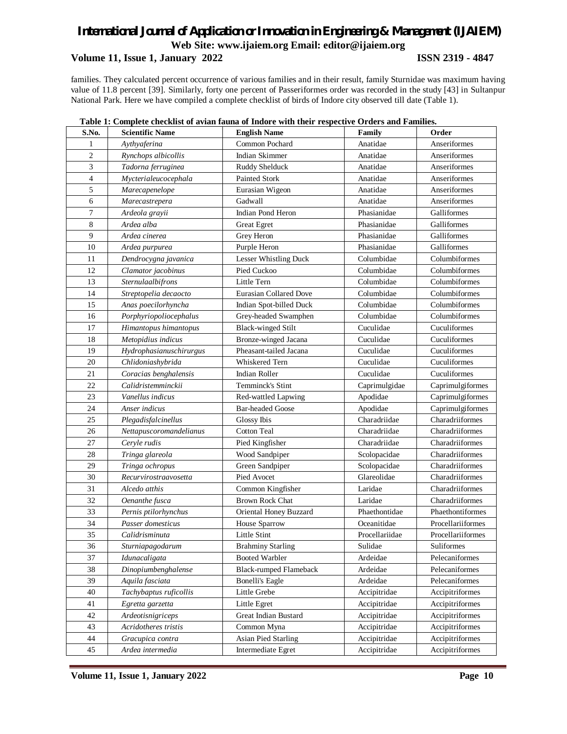families. They calculated percent occurrence of various families and in their result, family Sturnidae was maximum having value of 11.8 percent [39]. Similarly, forty one percent of Passeriformes order was recorded in the study [43] in Sultanpur National Park. Here we have compiled a complete checklist of birds of Indore city observed till date (Table 1).

**Table 1: Complete checklist of avian fauna of Indore with their respective Orders and Families.**

| S.No. | Scientific Name | English Name | Family | Order |
|---|---|---|---|---|
| 1 | *Aythyaferina* | Common Pochard | Anatidae | Anseriformes |
| 2 | *Rynchops albicollis* | Indian Skimmer | Anatidae | Anseriformes |
| 3 | *Tadorna ferruginea* | Ruddy Shelduck | Anatidae | Anseriformes |
| 4 | *Mycterialeucocephala* | Painted Stork | Anatidae | Anseriformes |
| 5 | *Marecapenelope* | Eurasian Wigeon | Anatidae | Anseriformes |
| 6 | *Marecastrepera* | Gadwall | Anatidae | Anseriformes |
| 7 | *Ardeola grayii* | Indian Pond Heron | Phasianidae | Galliformes |
| 8 | *Ardea alba* | Great Egret | Phasianidae | Galliformes |
| 9 | *Ardea cinerea* | Grey Heron | Phasianidae | Galliformes |
| 10 | *Ardea purpurea* | Purple Heron | Phasianidae | Galliformes |
| 11 | *Dendrocygna javanica* | Lesser Whistling Duck | Columbidae | Columbiformes |
| 12 | *Clamator jacobinus* | Pied Cuckoo | Columbidae | Columbiformes |
| 13 | *Sternulaalbifrons* | Little Tern | Columbidae | Columbiformes |
| 14 | *Streptopelia decaocto* | Eurasian Collared Dove | Columbidae | Columbiformes |
| 15 | *Anas poecilorhyncha* | Indian Spot-billed Duck | Columbidae | Columbiformes |
| 16 | *Porphyriopoliocephalus* | Grey-headed Swamphen | Columbidae | Columbiformes |
| 17 | *Himantopus himantopus* | Black-winged Stilt | Cuculidae | Cuculiformes |
| 18 | *Metopidius indicus* | Bronze-winged Jacana | Cuculidae | Cuculiformes |
| 19 | *Hydrophasianuschirurgus* | Pheasant-tailed Jacana | Cuculidae | Cuculiformes |
| 20 | *Chlidoniashybrida* | Whiskered Tern | Cuculidae | Cuculiformes |
| 21 | *Coracias benghalensis* | Indian Roller | Cuculidae | Cuculiformes |
| 22 | *Calidristemminckii* | Temminck's Stint | Caprimulgidae | Caprimulgiformes |
| 23 | *Vanellus indicus* | Red-wattled Lapwing | Apodidae | Caprimulgiformes |
| 24 | *Anser indicus* | Bar-headed Goose | Apodidae | Caprimulgiformes |
| 25 | *Plegadisfalcinellus* | Glossy Ibis | Charadriidae | Charadriiformes |
| 26 | *Nettapuscoromandelianus* | Cotton Teal | Charadriidae | Charadriiformes |
| 27 | *Ceryle rudis* | Pied Kingfisher | Charadriidae | Charadriiformes |
| 28 | *Tringa glareola* | Wood Sandpiper | Scolopacidae | Charadriiformes |
| 29 | *Tringa ochropus* | Green Sandpiper | Scolopacidae | Charadriiformes |
| 30 | *Recurvirostraavosetta* | Pied Avocet | Glareolidae | Charadriiformes |
| 31 | *Alcedo atthis* | Common Kingfisher | Laridae | Charadriiformes |
| 32 | *Oenanthe fusca* | Brown Rock Chat | Laridae | Charadriiformes |
| 33 | *Pernis ptilorhynchus* | Oriental Honey Buzzard | Phaethontidae | Phaethontiformes |
| 34 | *Passer domesticus* | House Sparrow | Oceanitidae | Procellariiformes |
| 35 | *Calidrisminuta* | Little Stint | Procellariidae | Procellariiformes |
| 36 | *Sturniapagodarum* | Brahminy Starling | Sulidae | Suliformes |
| 37 | *Idunacaligata* | Booted Warbler | Ardeidae | Pelecaniformes |
| 38 | *Dinopiumbenghalense* | Black-rumped Flameback | Ardeidae | Pelecaniformes |
| 39 | *Aquila fasciata* | Bonelli's Eagle | Ardeidae | Pelecaniformes |
| 40 | *Tachybaptus ruficollis* | Little Grebe | Accipitridae | Accipitriformes |
| 41 | *Egretta garzetta* | Little Egret | Accipitridae | Accipitriformes |
| 42 | *Ardeotisnigriceps* | Great Indian Bustard | Accipitridae | Accipitriformes |
| 43 | *Acridotheres tristis* | Common Myna | Accipitridae | Accipitriformes |
| 44 | *Gracupica contra* | Asian Pied Starling | Accipitridae | Accipitriformes |
| 45 | *Ardea intermedia* | Intermediate Egret | Accipitridae | Accipitriformes |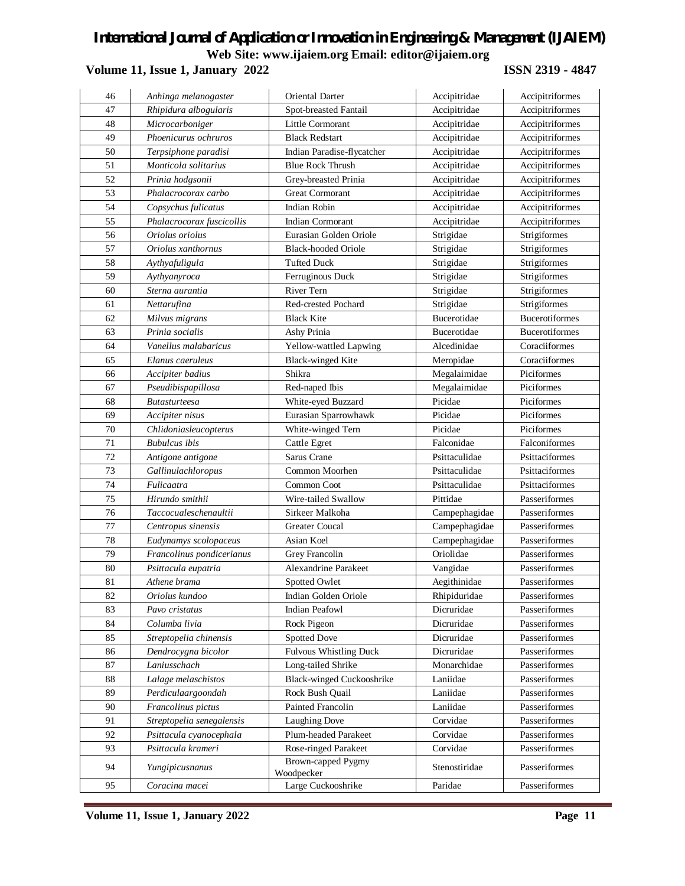| 46 | *Anhinga melanogaster* | Oriental Darter | Accipitridae | Accipitriformes |
|---|---|---|---|---|
| 47 | *Rhipidura albogularis* | Spot-breasted Fantail | Accipitridae | Accipitriformes |
| 48 | *Microcarboniger* | Little Cormorant | Accipitridae | Accipitriformes |
| 49 | *Phoenicurus ochruros* | Black Redstart | Accipitridae | Accipitriformes |
| 50 | *Terpsiphone paradisi* | Indian Paradise-flycatcher | Accipitridae | Accipitriformes |
| 51 | *Monticola solitarius* | Blue Rock Thrush | Accipitridae | Accipitriformes |
| 52 | *Prinia hodgsonii* | Grey-breasted Prinia | Accipitridae | Accipitriformes |
| 53 | *Phalacrocorax carbo* | Great Cormorant | Accipitridae | Accipitriformes |
| 54 | *Copsychus fulicatus* | Indian Robin | Accipitridae | Accipitriformes |
| 55 | *Phalacrocorax fuscicollis* | Indian Cormorant | Accipitridae | Accipitriformes |
| 56 | *Oriolus oriolus* | Eurasian Golden Oriole | Strigidae | Strigiformes |
| 57 | *Oriolus xanthornus* | Black-hooded Oriole | Strigidae | Strigiformes |
| 58 | *Aythyafuligula* | Tufted Duck | Strigidae | Strigiformes |
| 59 | *Aythyanyroca* | Ferruginous Duck | Strigidae | Strigiformes |
| 60 | *Sterna aurantia* | River Tern | Strigidae | Strigiformes |
| 61 | *Nettarufina* | Red-crested Pochard | Strigidae | Strigiformes |
| 62 | *Milvus migrans* | Black Kite | Bucerotidae | Bucerotiformes |
| 63 | *Prinia socialis* | Ashy Prinia | Bucerotidae | Bucerotiformes |
| 64 | *Vanellus malabaricus* | Yellow-wattled Lapwing | Alcedinidae | Coraciiformes |
| 65 | *Elanus caeruleus* | Black-winged Kite | Meropidae | Coraciiformes |
| 66 | *Accipiter badius* | Shikra | Megalaimidae | Piciformes |
| 67 | *Pseudibispapillosa* | Red-naped Ibis | Megalaimidae | Piciformes |
| 68 | *Butasturteesa* | White-eyed Buzzard | Picidae | Piciformes |
| 69 | *Accipiter nisus* | Eurasian Sparrowhawk | Picidae | Piciformes |
| 70 | *Chlidoniasleucopterus* | White-winged Tern | Picidae | Piciformes |
| 71 | *Bubulcus ibis* | Cattle Egret | Falconidae | Falconiformes |
| 72 | *Antigone antigone* | Sarus Crane | Psittaculidae | Psittaciformes |
| 73 | *Gallinulachloropus* | Common Moorhen | Psittaculidae | Psittaciformes |
| 74 | *Fulicaatra* | Common Coot | Psittaculidae | Psittaciformes |
| 75 | *Hirundo smithii* | Wire-tailed Swallow | Pittidae | Passeriformes |
| 76 | *Taccocualeschenaultii* | Sirkeer Malkoha | Campephagidae | Passeriformes |
| 77 | *Centropus sinensis* | Greater Coucal | Campephagidae | Passeriformes |
| 78 | *Eudynamys scolopaceus* | Asian Koel | Campephagidae | Passeriformes |
| 79 | *Francolinus pondicerianus* | Grey Francolin | Oriolidae | Passeriformes |
| 80 | *Psittacula eupatria* | Alexandrine Parakeet | Vangidae | Passeriformes |
| 81 | *Athene brama* | Spotted Owlet | Aegithinidae | Passeriformes |
| 82 | *Oriolus kundoo* | Indian Golden Oriole | Rhipiduridae | Passeriformes |
| 83 | *Pavo cristatus* | Indian Peafowl | Dicruridae | Passeriformes |
| 84 | *Columba livia* | Rock Pigeon | Dicruridae | Passeriformes |
| 85 | *Streptopelia chinensis* | Spotted Dove | Dicruridae | Passeriformes |
| 86 | *Dendrocygna bicolor* | Fulvous Whistling Duck | Dicruridae | Passeriformes |
| 87 | *Laniusschach* | Long-tailed Shrike | Monarchidae | Passeriformes |
| 88 | *Lalage melaschistos* | Black-winged Cuckooshrike | Laniidae | Passeriformes |
| 89 | *Perdiculaargoondah* | Rock Bush Quail | Laniidae | Passeriformes |
| 90 | *Francolinus pictus* | Painted Francolin | Laniidae | Passeriformes |
| 91 | *Streptopelia senegalensis* | Laughing Dove | Corvidae | Passeriformes |
| 92 | *Psittacula cyanocephala* | Plum-headed Parakeet | Corvidae | Passeriformes |
| 93 | *Psittacula krameri* | Rose-ringed Parakeet | Corvidae | Passeriformes |
| 94 | *Yungipicusnanus* | Brown-capped Pygmy Woodpecker | Stenostiridae | Passeriformes |
| 95 | *Coracina macei* | Large Cuckooshrike | Paridae | Passeriformes |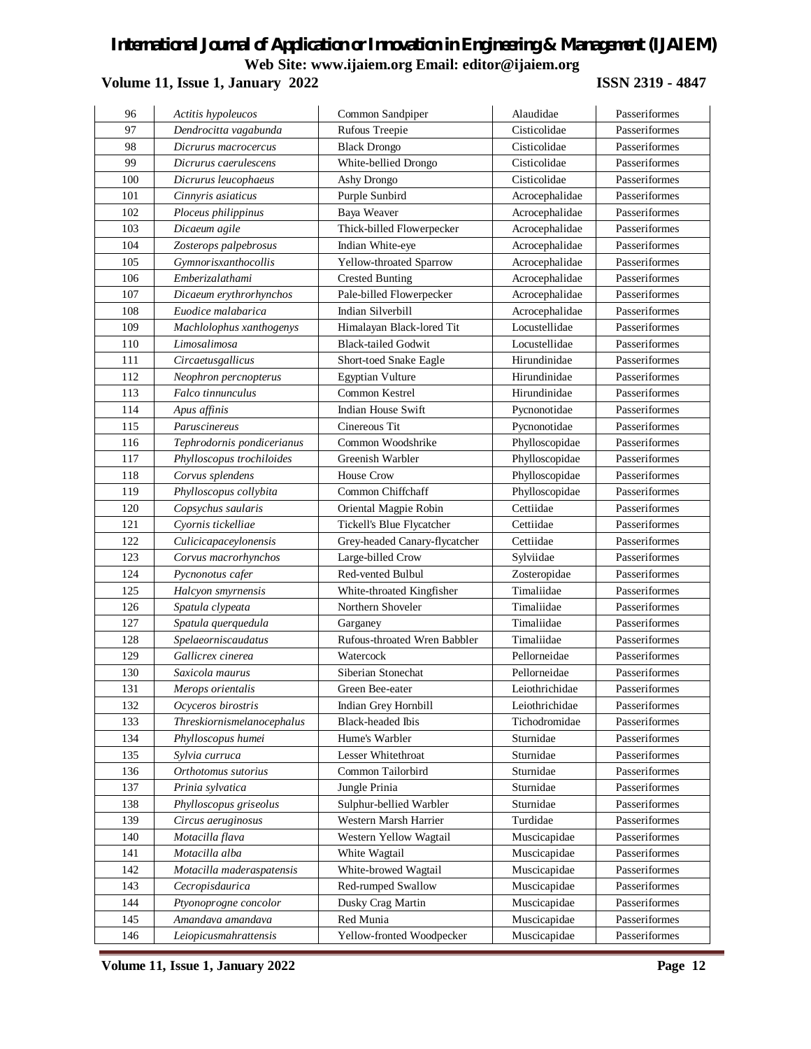| 96 | *Actitis hypoleucos* | Common Sandpiper | Alaudidae | Passeriformes |
|---|---|---|---|---|
| 97 | *Dendrocitta vagabunda* | Rufous Treepie | Cisticolidae | Passeriformes |
| 98 | *Dicrurus macrocercus* | Black Drongo | Cisticolidae | Passeriformes |
| 99 | *Dicrurus caerulescens* | White-bellied Drongo | Cisticolidae | Passeriformes |
| 100 | *Dicrurus leucophaeus* | Ashy Drongo | Cisticolidae | Passeriformes |
| 101 | *Cinnyris asiaticus* | Purple Sunbird | Acrocephalidae | Passeriformes |
| 102 | *Ploceus philippinus* | Baya Weaver | Acrocephalidae | Passeriformes |
| 103 | *Dicaeum agile* | Thick-billed Flowerpecker | Acrocephalidae | Passeriformes |
| 104 | *Zosterops palpebrosus* | Indian White-eye | Acrocephalidae | Passeriformes |
| 105 | *Gymnorisxanthocollis* | Yellow-throated Sparrow | Acrocephalidae | Passeriformes |
| 106 | *Emberizalathami* | Crested Bunting | Acrocephalidae | Passeriformes |
| 107 | *Dicaeum erythrorhynchos* | Pale-billed Flowerpecker | Acrocephalidae | Passeriformes |
| 108 | *Euodice malabarica* | Indian Silverbill | Acrocephalidae | Passeriformes |
| 109 | *Machlolophus xanthogenys* | Himalayan Black-lored Tit | Locustellidae | Passeriformes |
| 110 | *Limosalimosa* | Black-tailed Godwit | Locustellidae | Passeriformes |
| 111 | *Circaetusgallicus* | Short-toed Snake Eagle | Hirundinidae | Passeriformes |
| 112 | *Neophron percnopterus* | Egyptian Vulture | Hirundinidae | Passeriformes |
| 113 | *Falco tinnunculus* | Common Kestrel | Hirundinidae | Passeriformes |
| 114 | *Apus affinis* | Indian House Swift | Pycnonotidae | Passeriformes |
| 115 | *Paruscinereus* | Cinereous Tit | Pycnonotidae | Passeriformes |
| 116 | *Tephrodornis pondicerianus* | Common Woodshrike | Phylloscopidae | Passeriformes |
| 117 | *Phylloscopus trochiloides* | Greenish Warbler | Phylloscopidae | Passeriformes |
| 118 | *Corvus splendens* | House Crow | Phylloscopidae | Passeriformes |
| 119 | *Phylloscopus collybita* | Common Chiffchaff | Phylloscopidae | Passeriformes |
| 120 | *Copsychus saularis* | Oriental Magpie Robin | Cettiidae | Passeriformes |
| 121 | *Cyornis tickelliae* | Tickell's Blue Flycatcher | Cettiidae | Passeriformes |
| 122 | *Culicicapaceylonensis* | Grey-headed Canary-flycatcher | Cettiidae | Passeriformes |
| 123 | *Corvus macrorhynchos* | Large-billed Crow | Sylviidae | Passeriformes |
| 124 | *Pycnonotus cafer* | Red-vented Bulbul | Zosteropidae | Passeriformes |
| 125 | *Halcyon smyrnensis* | White-throated Kingfisher | Timaliidae | Passeriformes |
| 126 | *Spatula clypeata* | Northern Shoveler | Timaliidae | Passeriformes |
| 127 | *Spatula querquedula* | Garganey | Timaliidae | Passeriformes |
| 128 | *Spelaeorniscaudatus* | Rufous-throated Wren Babbler | Timaliidae | Passeriformes |
| 129 | *Gallicrex cinerea* | Watercock | Pellorneidae | Passeriformes |
| 130 | *Saxicola maurus* | Siberian Stonechat | Pellorneidae | Passeriformes |
| 131 | *Merops orientalis* | Green Bee-eater | Leiothrichidae | Passeriformes |
| 132 | *Ocyceros birostris* | Indian Grey Hornbill | Leiothrichidae | Passeriformes |
| 133 | *Threskiornismelanocephalus* | Black-headed Ibis | Tichodromidae | Passeriformes |
| 134 | *Phylloscopus humei* | Hume's Warbler | Sturnidae | Passeriformes |
| 135 | *Sylvia curruca* | Lesser Whitethroat | Sturnidae | Passeriformes |
| 136 | *Orthotomus sutorius* | Common Tailorbird | Sturnidae | Passeriformes |
| 137 | *Prinia sylvatica* | Jungle Prinia | Sturnidae | Passeriformes |
| 138 | *Phylloscopus griseolus* | Sulphur-bellied Warbler | Sturnidae | Passeriformes |
| 139 | *Circus aeruginosus* | Western Marsh Harrier | Turdidae | Passeriformes |
| 140 | *Motacilla flava* | Western Yellow Wagtail | Muscicapidae | Passeriformes |
| 141 | *Motacilla alba* | White Wagtail | Muscicapidae | Passeriformes |
| 142 | *Motacilla maderaspatensis* | White-browed Wagtail | Muscicapidae | Passeriformes |
| 143 | *Cecropisdaurica* | Red-rumped Swallow | Muscicapidae | Passeriformes |
| 144 | *Ptyonoprogne concolor* | Dusky Crag Martin | Muscicapidae | Passeriformes |
| 145 | *Amandava amandava* | Red Munia | Muscicapidae | Passeriformes |
| 146 | *Leiopicusmahrattensis* | Yellow-fronted Woodpecker | Muscicapidae | Passeriformes |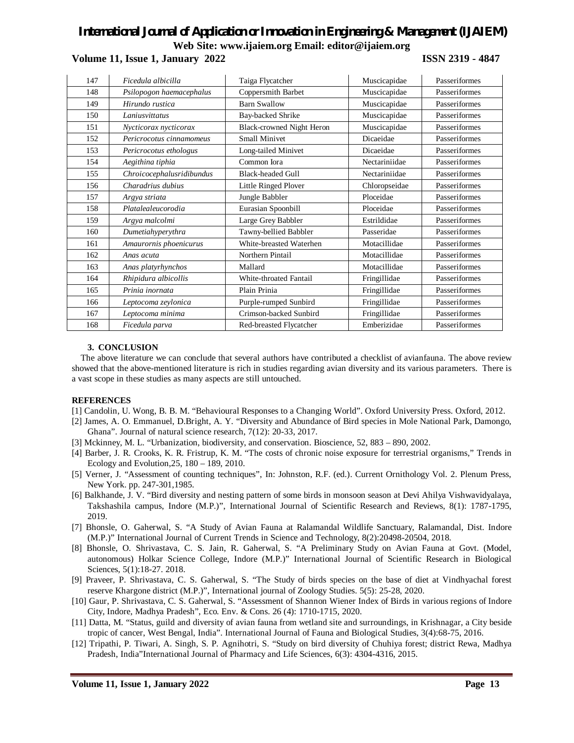| 147 | *Ficedula albicilla* | Taiga Flycatcher | Muscicapidae | Passeriformes |
|---|---|---|---|---|
| 148 | *Psilopogon haemacephalus* | Coppersmith Barbet | Muscicapidae | Passeriformes |
| 149 | *Hirundo rustica* | Barn Swallow | Muscicapidae | Passeriformes |
| 150 | *Laniusvittatus* | Bay-backed Shrike | Muscicapidae | Passeriformes |
| 151 | *Nycticorax nycticorax* | Black-crowned Night Heron | Muscicapidae | Passeriformes |
| 152 | *Pericrocotus cinnamomeus* | Small Minivet | Dicaeidae | Passeriformes |
| 153 | *Pericrocotus ethologus* | Long-tailed Minivet | Dicaeidae | Passeriformes |
| 154 | *Aegithina tiphia* | Common Iora | Nectariniidae | Passeriformes |
| 155 | *Chroicocephalusridibundus* | Black-headed Gull | Nectariniidae | Passeriformes |
| 156 | *Charadrius dubius* | Little Ringed Plover | Chloropseidae | Passeriformes |
| 157 | *Argya striata* | Jungle Babbler | Ploceidae | Passeriformes |
| 158 | *Platalealeucorodia* | Eurasian Spoonbill | Ploceidae | Passeriformes |
| 159 | *Argya malcolmi* | Large Grey Babbler | Estrildidae | Passeriformes |
| 160 | *Dumetiahyperythra* | Tawny-bellied Babbler | Passeridae | Passeriformes |
| 161 | *Amaurornis phoenicurus* | White-breasted Waterhen | Motacillidae | Passeriformes |
| 162 | *Anas acuta* | Northern Pintail | Motacillidae | Passeriformes |
| 163 | *Anas platyrhynchos* | Mallard | Motacillidae | Passeriformes |
| 164 | *Rhipidura albicollis* | White-throated Fantail | Fringillidae | Passeriformes |
| 165 | *Prinia inornata* | Plain Prinia | Fringillidae | Passeriformes |
| 166 | *Leptocoma zeylonica* | Purple-rumped Sunbird | Fringillidae | Passeriformes |
| 167 | *Leptocoma minima* | Crimson-backed Sunbird | Fringillidae | Passeriformes |
| 168 | *Ficedula parva* | Red-breasted Flycatcher | Emberizidae | Passeriformes |

## 3. CONCLUSION

The above literature we can conclude that several authors have contributed a checklist of avianfauna. The above review showed that the above-mentioned literature is rich in studies regarding avian diversity and its various parameters. There is a vast scope in these studies as many aspects are still untouched.

## REFERENCES

[1] Candolin, U. Wong, B. B. M. "Behavioural Responses to a Changing World". Oxford University Press. Oxford, 2012.

[2] James, A. O. Emmanuel, D.Bright, A. Y. "Diversity and Abundance of Bird species in Mole National Park, Damongo, Ghana". Journal of natural science research, 7(12): 20-33, 2017.

[3] Mckinney, M. L. "Urbanization, biodiversity, and conservation. Bioscience, 52, 883 – 890, 2002.

[4] Barber, J. R. Crooks, K. R. Fristrup, K. M. "The costs of chronic noise exposure for terrestrial organisms," Trends in Ecology and Evolution,25, 180 – 189, 2010.

[5] Verner, J. "Assessment of counting techniques", In: Johnston, R.F. (ed.). Current Ornithology Vol. 2. Plenum Press, New York. pp. 247-301,1985.

[6] Balkhande, J. V. "Bird diversity and nesting pattern of some birds in monsoon season at Devi Ahilya Vishwavidyalaya, Takshashila campus, Indore (M.P.)", International Journal of Scientific Research and Reviews, 8(1): 1787-1795, 2019.

[7] Bhonsle, O. Gaherwal, S. "A Study of Avian Fauna at Ralamandal Wildlife Sanctuary, Ralamandal, Dist. Indore (M.P.)" International Journal of Current Trends in Science and Technology, 8(2):20498-20504, 2018.

[8] Bhonsle, O. Shrivastava, C. S. Jain, R. Gaherwal, S. "A Preliminary Study on Avian Fauna at Govt. (Model, autonomous) Holkar Science College, Indore (M.P.)" International Journal of Scientific Research in Biological Sciences, 5(1):18-27. 2018.

[9] Praveer, P. Shrivastava, C. S. Gaherwal, S. "The Study of birds species on the base of diet at Vindhyachal forest reserve Khargone district (M.P.)", International journal of Zoology Studies. 5(5): 25-28, 2020.

[10] Gaur, P. Shrivastava, C. S. Gaherwal, S. "Assessment of Shannon Wiener Index of Birds in various regions of Indore City, Indore, Madhya Pradesh", Eco. Env. & Cons. 26 (4): 1710-1715, 2020.

[11] Datta, M. "Status, guild and diversity of avian fauna from wetland site and surroundings, in Krishnagar, a City beside tropic of cancer, West Bengal, India". International Journal of Fauna and Biological Studies, 3(4):68-75, 2016.

[12] Tripathi, P. Tiwari, A. Singh, S. P. Agnihotri, S. "Study on bird diversity of Chuhiya forest; district Rewa, Madhya Pradesh, India"International Journal of Pharmacy and Life Sciences, 6(3): 4304-4316, 2015.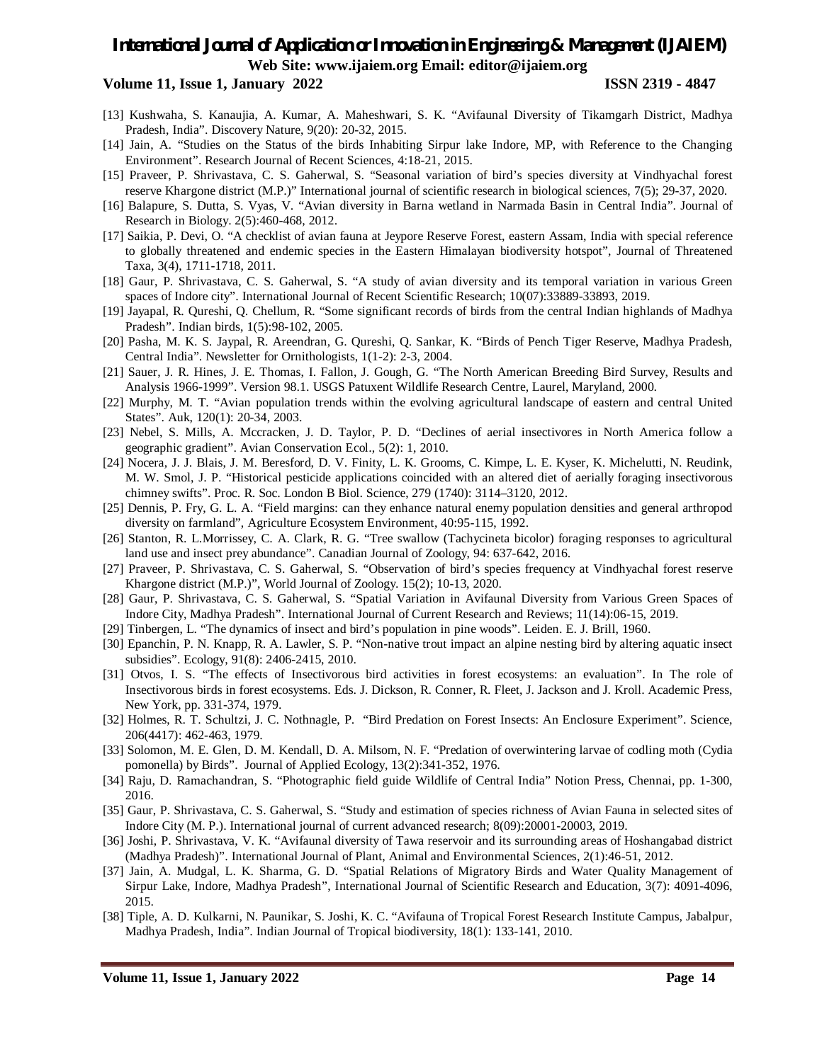[13] Kushwaha, S. Kanaujia, A. Kumar, A. Maheshwari, S. K. "Avifaunal Diversity of Tikamgarh District, Madhya Pradesh, India". Discovery Nature, 9(20): 20-32, 2015.

[14] Jain, A. "Studies on the Status of the birds Inhabiting Sirpur lake Indore, MP, with Reference to the Changing Environment". Research Journal of Recent Sciences, 4:18-21, 2015.

[15] Praveer, P. Shrivastava, C. S. Gaherwal, S. "Seasonal variation of bird's species diversity at Vindhyachal forest reserve Khargone district (M.P.)" International journal of scientific research in biological sciences, 7(5); 29-37, 2020.

[16] Balapure, S. Dutta, S. Vyas, V. "Avian diversity in Barna wetland in Narmada Basin in Central India". Journal of Research in Biology. 2(5):460-468, 2012.

[17] Saikia, P. Devi, O. "A checklist of avian fauna at Jeypore Reserve Forest, eastern Assam, India with special reference to globally threatened and endemic species in the Eastern Himalayan biodiversity hotspot", Journal of Threatened Taxa, 3(4), 1711-1718, 2011.

[18] Gaur, P. Shrivastava, C. S. Gaherwal, S. "A study of avian diversity and its temporal variation in various Green spaces of Indore city". International Journal of Recent Scientific Research; 10(07):33889-33893, 2019.

[19] Jayapal, R. Qureshi, Q. Chellum, R. "Some significant records of birds from the central Indian highlands of Madhya Pradesh". Indian birds, 1(5):98-102, 2005.

[20] Pasha, M. K. S. Jaypal, R. Areendran, G. Qureshi, Q. Sankar, K. "Birds of Pench Tiger Reserve, Madhya Pradesh, Central India". Newsletter for Ornithologists, 1(1-2): 2-3, 2004.

[21] Sauer, J. R. Hines, J. E. Thomas, I. Fallon, J. Gough, G. "The North American Breeding Bird Survey, Results and Analysis 1966-1999". Version 98.1. USGS Patuxent Wildlife Research Centre, Laurel, Maryland, 2000.

[22] Murphy, M. T. "Avian population trends within the evolving agricultural landscape of eastern and central United States". Auk, 120(1): 20-34, 2003.

[23] Nebel, S. Mills, A. Mccracken, J. D. Taylor, P. D. "Declines of aerial insectivores in North America follow a geographic gradient". Avian Conservation Ecol., 5(2): 1, 2010.

[24] Nocera, J. J. Blais, J. M. Beresford, D. V. Finity, L. K. Grooms, C. Kimpe, L. E. Kyser, K. Michelutti, N. Reudink, M. W. Smol, J. P. "Historical pesticide applications coincided with an altered diet of aerially foraging insectivorous chimney swifts". Proc. R. Soc. London B Biol. Science, 279 (1740): 3114–3120, 2012.

[25] Dennis, P. Fry, G. L. A. "Field margins: can they enhance natural enemy population densities and general arthropod diversity on farmland", Agriculture Ecosystem Environment, 40:95-115, 1992.

[26] Stanton, R. L.Morrissey, C. A. Clark, R. G. "Tree swallow (Tachycineta bicolor) foraging responses to agricultural land use and insect prey abundance". Canadian Journal of Zoology, 94: 637-642, 2016.

[27] Praveer, P. Shrivastava, C. S. Gaherwal, S. "Observation of bird's species frequency at Vindhyachal forest reserve Khargone district (M.P.)", World Journal of Zoology. 15(2); 10-13, 2020.

[28] Gaur, P. Shrivastava, C. S. Gaherwal, S. "Spatial Variation in Avifaunal Diversity from Various Green Spaces of Indore City, Madhya Pradesh". International Journal of Current Research and Reviews; 11(14):06-15, 2019.

[29] Tinbergen, L. "The dynamics of insect and bird's population in pine woods". Leiden. E. J. Brill, 1960.

[30] Epanchin, P. N. Knapp, R. A. Lawler, S. P. "Non-native trout impact an alpine nesting bird by altering aquatic insect subsidies". Ecology, 91(8): 2406-2415, 2010.

[31] Otvos, I. S. "The effects of Insectivorous bird activities in forest ecosystems: an evaluation". In The role of Insectivorous birds in forest ecosystems. Eds. J. Dickson, R. Conner, R. Fleet, J. Jackson and J. Kroll. Academic Press, New York, pp. 331-374, 1979.

[32] Holmes, R. T. Schultzi, J. C. Nothnagle, P. "Bird Predation on Forest Insects: An Enclosure Experiment". Science, 206(4417): 462-463, 1979.

[33] Solomon, M. E. Glen, D. M. Kendall, D. A. Milsom, N. F. "Predation of overwintering larvae of codling moth (Cydia pomonella) by Birds". Journal of Applied Ecology, 13(2):341-352, 1976.

[34] Raju, D. Ramachandran, S. "Photographic field guide Wildlife of Central India" Notion Press, Chennai, pp. 1-300, 2016.

[35] Gaur, P. Shrivastava, C. S. Gaherwal, S. "Study and estimation of species richness of Avian Fauna in selected sites of Indore City (M. P.). International journal of current advanced research; 8(09):20001-20003, 2019.

[36] Joshi, P. Shrivastava, V. K. "Avifaunal diversity of Tawa reservoir and its surrounding areas of Hoshangabad district (Madhya Pradesh)". International Journal of Plant, Animal and Environmental Sciences, 2(1):46-51, 2012.

[37] Jain, A. Mudgal, L. K. Sharma, G. D. "Spatial Relations of Migratory Birds and Water Quality Management of Sirpur Lake, Indore, Madhya Pradesh", International Journal of Scientific Research and Education, 3(7): 4091-4096, 2015.

[38] Tiple, A. D. Kulkarni, N. Paunikar, S. Joshi, K. C. "Avifauna of Tropical Forest Research Institute Campus, Jabalpur, Madhya Pradesh, India". Indian Journal of Tropical biodiversity, 18(1): 133-141, 2010.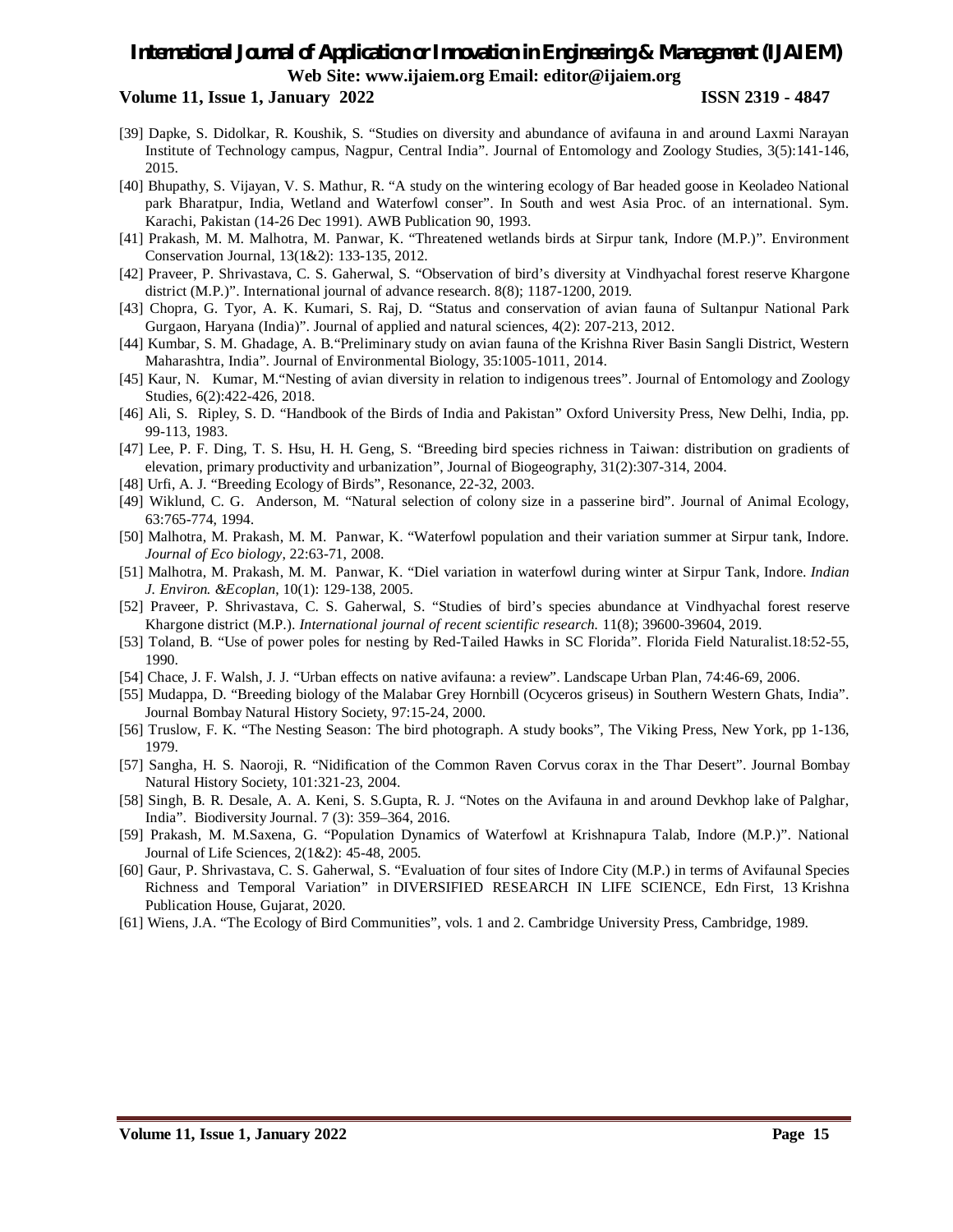[39] Dapke, S. Didolkar, R. Koushik, S. "Studies on diversity and abundance of avifauna in and around Laxmi Narayan Institute of Technology campus, Nagpur, Central India". Journal of Entomology and Zoology Studies, 3(5):141-146, 2015.

[40] Bhupathy, S. Vijayan, V. S. Mathur, R. "A study on the wintering ecology of Bar headed goose in Keoladeo National park Bharatpur, India, Wetland and Waterfowl conser". In South and west Asia Proc. of an international. Sym. Karachi, Pakistan (14-26 Dec 1991). AWB Publication 90, 1993.

[41] Prakash, M. M. Malhotra, M. Panwar, K. "Threatened wetlands birds at Sirpur tank, Indore (M.P.)". Environment Conservation Journal, 13(1&2): 133-135, 2012.

[42] Praveer, P. Shrivastava, C. S. Gaherwal, S. "Observation of bird's diversity at Vindhyachal forest reserve Khargone district (M.P.)". International journal of advance research. 8(8); 1187-1200, 2019.

[43] Chopra, G. Tyor, A. K. Kumari, S. Raj, D. "Status and conservation of avian fauna of Sultanpur National Park Gurgaon, Haryana (India)". Journal of applied and natural sciences, 4(2): 207-213, 2012.

[44] Kumbar, S. M. Ghadage, A. B."Preliminary study on avian fauna of the Krishna River Basin Sangli District, Western Maharashtra, India". Journal of Environmental Biology, 35:1005-1011, 2014.

[45] Kaur, N. Kumar, M."Nesting of avian diversity in relation to indigenous trees". Journal of Entomology and Zoology Studies, 6(2):422-426, 2018.

[46] Ali, S. Ripley, S. D. "Handbook of the Birds of India and Pakistan" Oxford University Press, New Delhi, India, pp. 99-113, 1983.

[47] Lee, P. F. Ding, T. S. Hsu, H. H. Geng, S. "Breeding bird species richness in Taiwan: distribution on gradients of elevation, primary productivity and urbanization", Journal of Biogeography, 31(2):307-314, 2004.

[48] Urfi, A. J. "Breeding Ecology of Birds", Resonance, 22-32, 2003.

[49] Wiklund, C. G. Anderson, M. "Natural selection of colony size in a passerine bird". Journal of Animal Ecology, 63:765-774, 1994.

[50] Malhotra, M. Prakash, M. M. Panwar, K. "Waterfowl population and their variation summer at Sirpur tank, Indore. *Journal of Eco biology*, 22:63-71, 2008.

[51] Malhotra, M. Prakash, M. M. Panwar, K. "Diel variation in waterfowl during winter at Sirpur Tank, Indore. *Indian J. Environ. &Ecoplan*, 10(1): 129-138, 2005.

[52] Praveer, P. Shrivastava, C. S. Gaherwal, S. "Studies of bird's species abundance at Vindhyachal forest reserve Khargone district (M.P.). *International journal of recent scientific research.* 11(8); 39600-39604, 2019.

[53] Toland, B. "Use of power poles for nesting by Red-Tailed Hawks in SC Florida". Florida Field Naturalist.18:52-55, 1990.

[54] Chace, J. F. Walsh, J. J. "Urban effects on native avifauna: a review". Landscape Urban Plan, 74:46-69, 2006.

[55] Mudappa, D. "Breeding biology of the Malabar Grey Hornbill (Ocyceros griseus) in Southern Western Ghats, India". Journal Bombay Natural History Society, 97:15-24, 2000.

[56] Truslow, F. K. "The Nesting Season: The bird photograph. A study books", The Viking Press, New York, pp 1-136, 1979.

[57] Sangha, H. S. Naoroji, R. "Nidification of the Common Raven Corvus corax in the Thar Desert". Journal Bombay Natural History Society, 101:321-23, 2004.

[58] Singh, B. R. Desale, A. A. Keni, S. S.Gupta, R. J. "Notes on the Avifauna in and around Devkhop lake of Palghar, India". Biodiversity Journal. 7 (3): 359–364, 2016.

[59] Prakash, M. M.Saxena, G. "Population Dynamics of Waterfowl at Krishnapura Talab, Indore (M.P.)". National Journal of Life Sciences, 2(1&2): 45-48, 2005.

[60] Gaur, P. Shrivastava, C. S. Gaherwal, S. "Evaluation of four sites of Indore City (M.P.) in terms of Avifaunal Species Richness and Temporal Variation" in DIVERSIFIED RESEARCH IN LIFE SCIENCE, Edn First, 13 Krishna Publication House, Gujarat, 2020.

[61] Wiens, J.A. "The Ecology of Bird Communities", vols. 1 and 2. Cambridge University Press, Cambridge, 1989.